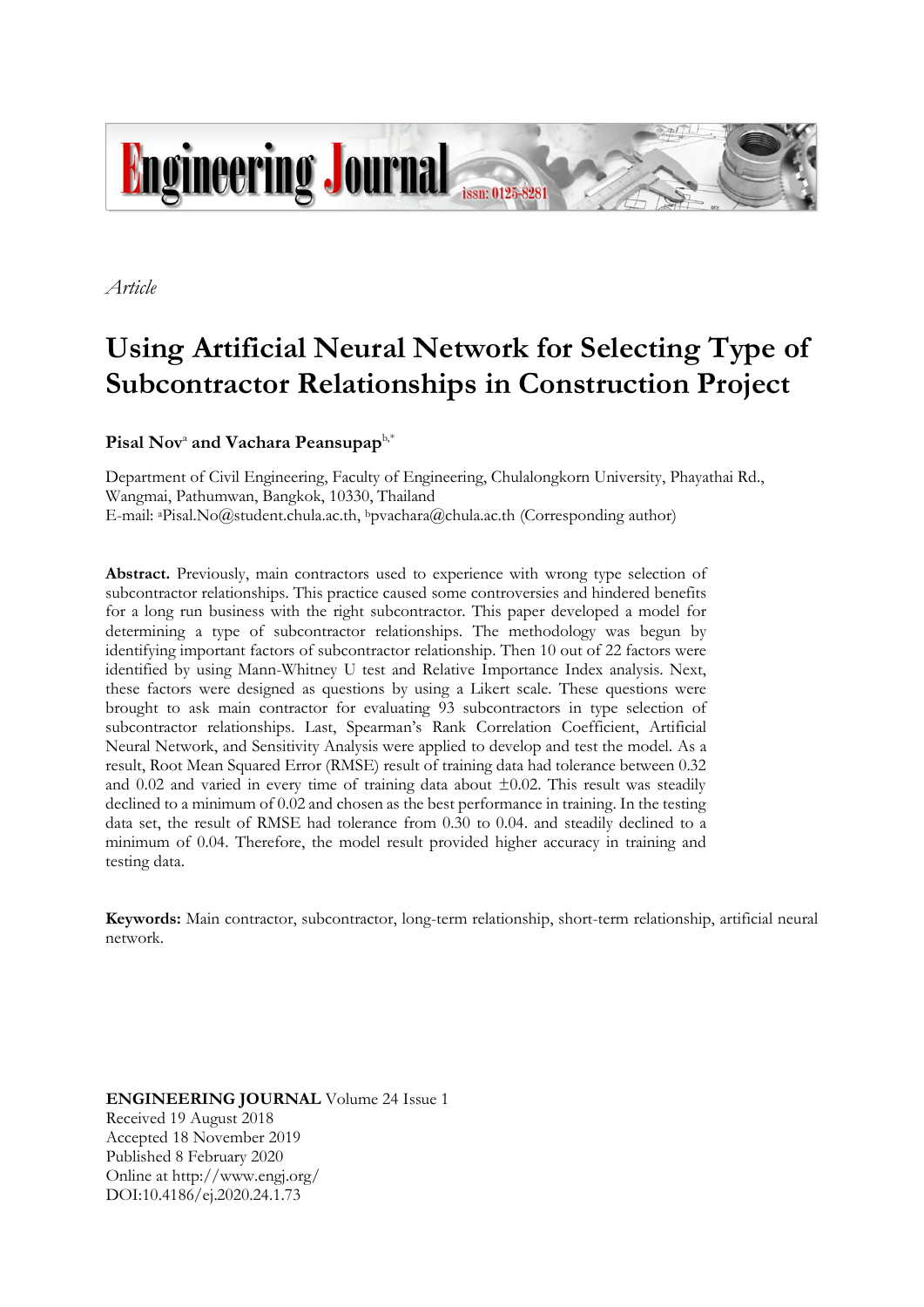*Article*

# Using Artificial Neural Network for Selecting Type of Subcontractor Relationships in Construction Project

**Pisal Nov**[a] **and Vachara Peansupap**[b,*]

Department of Civil Engineering, Faculty of Engineering, Chulalongkorn University, Phayathai Rd., Wangmai, Pathumwan, Bangkok, 10330, Thailand
E-mail: [a]Pisal.No@student.chula.ac.th, [b]pvachara@chula.ac.th (Corresponding author)

**Abstract.** Previously, main contractors used to experience with wrong type selection of subcontractor relationships. This practice caused some controversies and hindered benefits for a long run business with the right subcontractor. This paper developed a model for determining a type of subcontractor relationships. The methodology was begun by identifying important factors of subcontractor relationship. Then 10 out of 22 factors were identified by using Mann-Whitney U test and Relative Importance Index analysis. Next, these factors were designed as questions by using a Likert scale. These questions were brought to ask main contractor for evaluating 93 subcontractors in type selection of subcontractor relationships. Last, Spearman's Rank Correlation Coefficient, Artificial Neural Network, and Sensitivity Analysis were applied to develop and test the model. As a result, Root Mean Squared Error (RMSE) result of training data had tolerance between 0.32 and 0.02 and varied in every time of training data about ±0.02. This result was steadily declined to a minimum of 0.02 and chosen as the best performance in training. In the testing data set, the result of RMSE had tolerance from 0.30 to 0.04. and steadily declined to a minimum of 0.04. Therefore, the model result provided higher accuracy in training and testing data.

**Keywords:** Main contractor, subcontractor, long-term relationship, short-term relationship, artificial neural network.

**ENGINEERING JOURNAL** Volume 24 Issue 1
Received 19 August 2018
Accepted 18 November 2019
Published 8 February 2020
Online at http://www.engj.org/
DOI:10.4186/ej.2020.24.1.73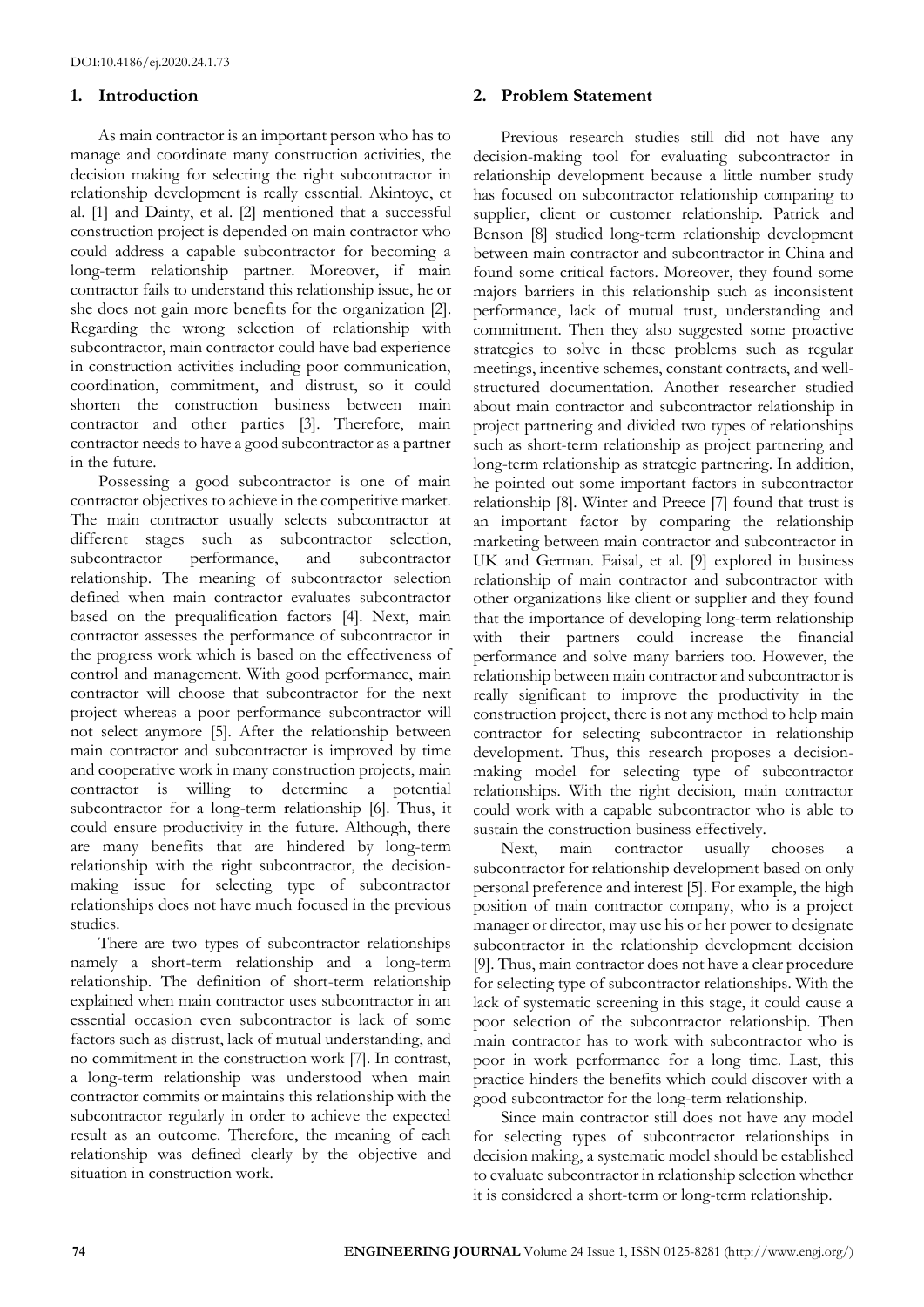DOI:10.4186/ej.2020.24.1.73

## 1. Introduction

As main contractor is an important person who has to manage and coordinate many construction activities, the decision making for selecting the right subcontractor in relationship development is really essential. Akintoye, et al. [1] and Dainty, et al. [2] mentioned that a successful construction project is depended on main contractor who could address a capable subcontractor for becoming a long-term relationship partner. Moreover, if main contractor fails to understand this relationship issue, he or she does not gain more benefits for the organization [2]. Regarding the wrong selection of relationship with subcontractor, main contractor could have bad experience in construction activities including poor communication, coordination, commitment, and distrust, so it could shorten the construction business between main contractor and other parties [3]. Therefore, main contractor needs to have a good subcontractor as a partner in the future.

Possessing a good subcontractor is one of main contractor objectives to achieve in the competitive market. The main contractor usually selects subcontractor at different stages such as subcontractor selection, subcontractor performance, and subcontractor relationship. The meaning of subcontractor selection defined when main contractor evaluates subcontractor based on the prequalification factors [4]. Next, main contractor assesses the performance of subcontractor in the progress work which is based on the effectiveness of control and management. With good performance, main contractor will choose that subcontractor for the next project whereas a poor performance subcontractor will not select anymore [5]. After the relationship between main contractor and subcontractor is improved by time and cooperative work in many construction projects, main contractor is willing to determine a potential subcontractor for a long-term relationship [6]. Thus, it could ensure productivity in the future. Although, there are many benefits that are hindered by long-term relationship with the right subcontractor, the decision-making issue for selecting type of subcontractor relationships does not have much focused in the previous studies.

There are two types of subcontractor relationships namely a short-term relationship and a long-term relationship. The definition of short-term relationship explained when main contractor uses subcontractor in an essential occasion even subcontractor is lack of some factors such as distrust, lack of mutual understanding, and no commitment in the construction work [7]. In contrast, a long-term relationship was understood when main contractor commits or maintains this relationship with the subcontractor regularly in order to achieve the expected result as an outcome. Therefore, the meaning of each relationship was defined clearly by the objective and situation in construction work.

## 2. Problem Statement

Previous research studies still did not have any decision-making tool for evaluating subcontractor in relationship development because a little number study has focused on subcontractor relationship comparing to supplier, client or customer relationship. Patrick and Benson [8] studied long-term relationship development between main contractor and subcontractor in China and found some critical factors. Moreover, they found some majors barriers in this relationship such as inconsistent performance, lack of mutual trust, understanding and commitment. Then they also suggested some proactive strategies to solve in these problems such as regular meetings, incentive schemes, constant contracts, and well-structured documentation. Another researcher studied about main contractor and subcontractor relationship in project partnering and divided two types of relationships such as short-term relationship as project partnering and long-term relationship as strategic partnering. In addition, he pointed out some important factors in subcontractor relationship [8]. Winter and Preece [7] found that trust is an important factor by comparing the relationship marketing between main contractor and subcontractor in UK and German. Faisal, et al. [9] explored in business relationship of main contractor and subcontractor with other organizations like client or supplier and they found that the importance of developing long-term relationship with their partners could increase the financial performance and solve many barriers too. However, the relationship between main contractor and subcontractor is really significant to improve the productivity in the construction project, there is not any method to help main contractor for selecting subcontractor in relationship development. Thus, this research proposes a decision-making model for selecting type of subcontractor relationships. With the right decision, main contractor could work with a capable subcontractor who is able to sustain the construction business effectively.

Next, main contractor usually chooses a subcontractor for relationship development based on only personal preference and interest [5]. For example, the high position of main contractor company, who is a project manager or director, may use his or her power to designate subcontractor in the relationship development decision [9]. Thus, main contractor does not have a clear procedure for selecting type of subcontractor relationships. With the lack of systematic screening in this stage, it could cause a poor selection of the subcontractor relationship. Then main contractor has to work with subcontractor who is poor in work performance for a long time. Last, this practice hinders the benefits which could discover with a good subcontractor for the long-term relationship.

Since main contractor still does not have any model for selecting types of subcontractor relationships in decision making, a systematic model should be established to evaluate subcontractor in relationship selection whether it is considered a short-term or long-term relationship.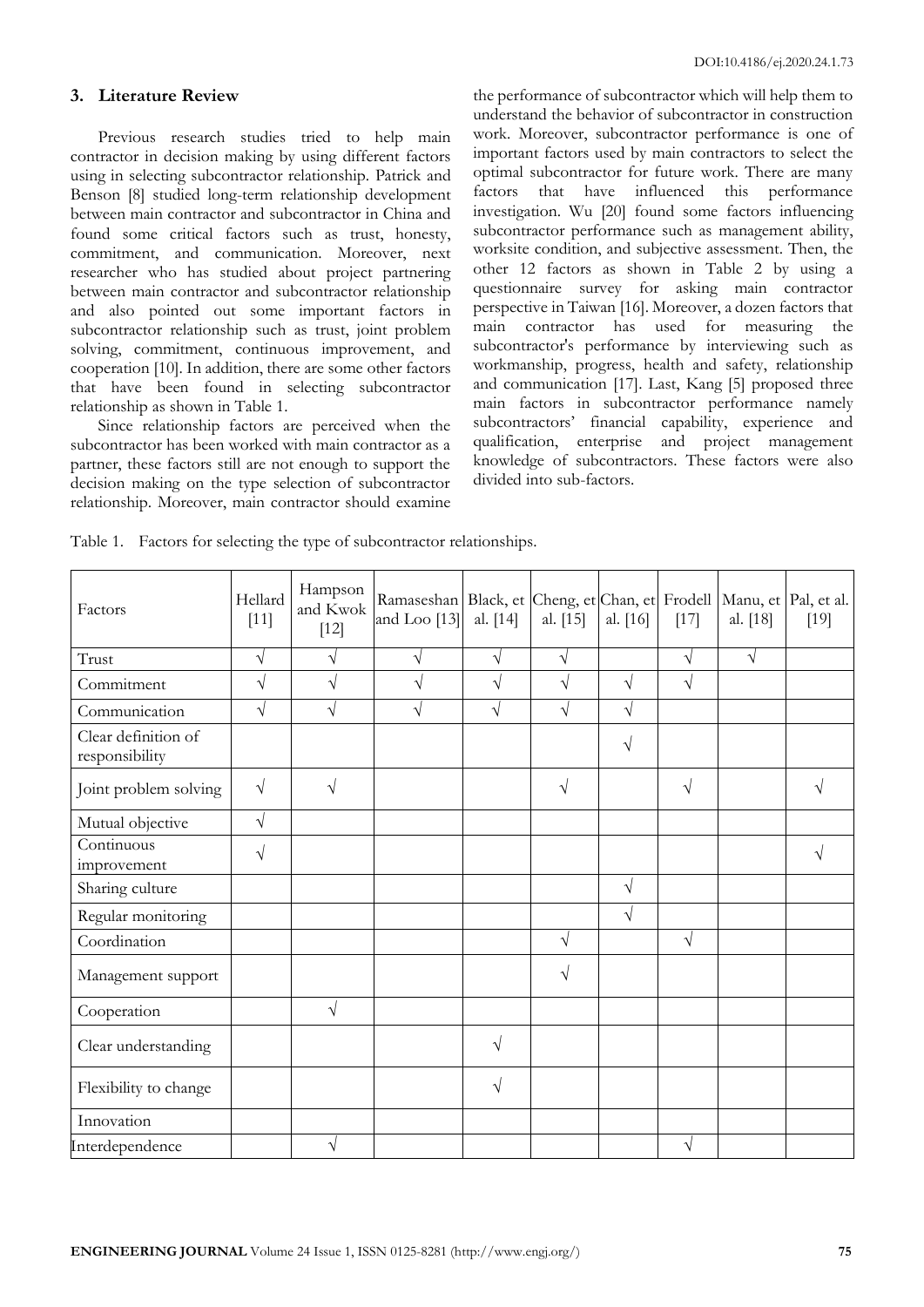## 3. Literature Review

Previous research studies tried to help main contractor in decision making by using different factors using in selecting subcontractor relationship. Patrick and Benson [8] studied long-term relationship development between main contractor and subcontractor in China and found some critical factors such as trust, honesty, commitment, and communication. Moreover, next researcher who has studied about project partnering between main contractor and subcontractor relationship and also pointed out some important factors in subcontractor relationship such as trust, joint problem solving, commitment, continuous improvement, and cooperation [10]. In addition, there are some other factors that have been found in selecting subcontractor relationship as shown in Table 1.

Since relationship factors are perceived when the subcontractor has been worked with main contractor as a partner, these factors still are not enough to support the decision making on the type selection of subcontractor relationship. Moreover, main contractor should examine the performance of subcontractor which will help them to understand the behavior of subcontractor in construction work. Moreover, subcontractor performance is one of important factors used by main contractors to select the optimal subcontractor for future work. There are many factors that have influenced this performance investigation. Wu [20] found some factors influencing subcontractor performance such as management ability, worksite condition, and subjective assessment. Then, the other 12 factors as shown in Table 2 by using a questionnaire survey for asking main contractor perspective in Taiwan [16]. Moreover, a dozen factors that main contractor has used for measuring the subcontractor's performance by interviewing such as workmanship, progress, health and safety, relationship and communication [17]. Last, Kang [5] proposed three main factors in subcontractor performance namely subcontractors' financial capability, experience and qualification, enterprise and project management knowledge of subcontractors. These factors were also divided into sub-factors.

Table 1. Factors for selecting the type of subcontractor relationships.

| Factors | Hellard [11] | Hampson and Kwok [12] | Ramaseshan and Loo [13] | Black, et al. [14] | Cheng, et al. [15] | Chan, et al. [16] | Frodell [17] | Manu, et al. [18] | Pal, et al. [19] |
|---|---|---|---|---|---|---|---|---|---|
| Trust | √ | √ | √ | √ | √ | | √ | √ | |
| Commitment | √ | √ | √ | √ | √ | √ | √ | | |
| Communication | √ | √ | √ | √ | √ | √ | | | |
| Clear definition of responsibility | | | | | | √ | | | |
| Joint problem solving | √ | √ | | | √ | | √ | | √ |
| Mutual objective | √ | | | | | | | | |
| Continuous improvement | √ | | | | | | | | √ |
| Sharing culture | | | | | | √ | | | |
| Regular monitoring | | | | | | √ | | | |
| Coordination | | | | | √ | | √ | | |
| Management support | | | | | √ | | | | |
| Cooperation | | √ | | | | | | | |
| Clear understanding | | | | √ | | | | | |
| Flexibility to change | | | | √ | | | | | |
| Innovation | | | | | | | | | |
| Interdependence | | √ | | | | | √ | | |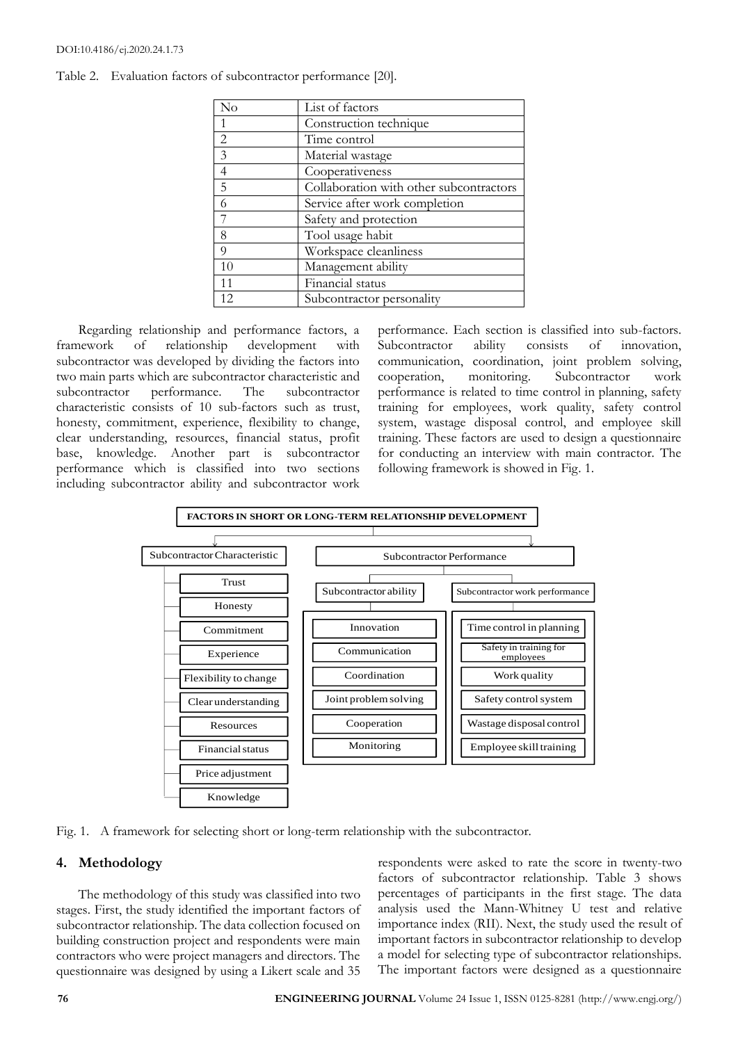Table 2. Evaluation factors of subcontractor performance [20].

| No | List of factors |
|---|---|
| 1 | Construction technique |
| 2 | Time control |
| 3 | Material wastage |
| 4 | Cooperativeness |
| 5 | Collaboration with other subcontractors |
| 6 | Service after work completion |
| 7 | Safety and protection |
| 8 | Tool usage habit |
| 9 | Workspace cleanliness |
| 10 | Management ability |
| 11 | Financial status |
| 12 | Subcontractor personality |

Regarding relationship and performance factors, a framework of relationship development with subcontractor was developed by dividing the factors into two main parts which are subcontractor characteristic and subcontractor performance. The subcontractor characteristic consists of 10 sub-factors such as trust, honesty, commitment, experience, flexibility to change, clear understanding, resources, financial status, profit base, knowledge. Another part is subcontractor performance which is classified into two sections including subcontractor ability and subcontractor work performance. Each section is classified into sub-factors. Subcontractor ability consists of innovation, communication, coordination, joint problem solving, cooperation, monitoring. Subcontractor work performance is related to time control in planning, safety training for employees, work quality, safety control system, wastage disposal control, and employee skill training. These factors are used to design a questionnaire for conducting an interview with main contractor. The following framework is showed in Fig. 1.

**FACTORS IN SHORT OR LONG-TERM RELATIONSHIP DEVELOPMENT**

- Subcontractor Characteristic
  - Trust
  - Honesty
  - Commitment
  - Experience
  - Flexibility to change
  - Clear understanding
  - Resources
  - Financial status
  - Price adjustment
  - Knowledge
- Subcontractor Performance
  - Subcontractor ability
    - Innovation
    - Communication
    - Coordination
    - Joint problem solving
    - Cooperation
    - Monitoring
  - Subcontractor work performance
    - Time control in planning
    - Safety in training for employees
    - Work quality
    - Safety control system
    - Wastage disposal control
    - Employee skill training

Fig. 1. A framework for selecting short or long-term relationship with the subcontractor.

## 4. Methodology

The methodology of this study was classified into two stages. First, the study identified the important factors of subcontractor relationship. The data collection focused on building construction project and respondents were main contractors who were project managers and directors. The questionnaire was designed by using a Likert scale and 35 respondents were asked to rate the score in twenty-two factors of subcontractor relationship. Table 3 shows percentages of participants in the first stage. The data analysis used the Mann-Whitney U test and relative importance index (RII). Next, the study used the result of important factors in subcontractor relationship to develop a model for selecting type of subcontractor relationships. The important factors were designed as a questionnaire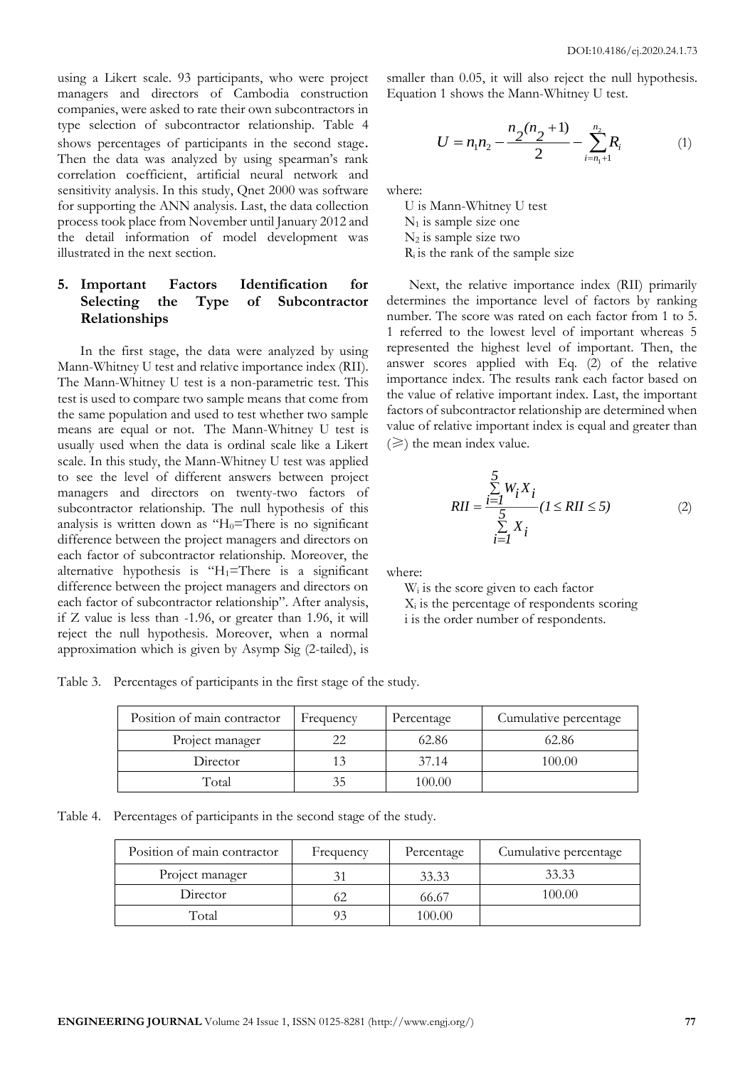using a Likert scale. 93 participants, who were project managers and directors of Cambodia construction companies, were asked to rate their own subcontractors in type selection of subcontractor relationship. Table 4 shows percentages of participants in the second stage. Then the data was analyzed by using spearman's rank correlation coefficient, artificial neural network and sensitivity analysis. In this study, Qnet 2000 was software for supporting the ANN analysis. Last, the data collection process took place from November until January 2012 and the detail information of model development was illustrated in the next section.

## 5. Important Factors Identification for Selecting the Type of Subcontractor Relationships

In the first stage, the data were analyzed by using Mann-Whitney U test and relative importance index (RII). The Mann-Whitney U test is a non-parametric test. This test is used to compare two sample means that come from the same population and used to test whether two sample means are equal or not. The Mann-Whitney U test is usually used when the data is ordinal scale like a Likert scale. In this study, the Mann-Whitney U test was applied to see the level of different answers between project managers and directors on twenty-two factors of subcontractor relationship. The null hypothesis of this analysis is written down as "$H_0$=There is no significant difference between the project managers and directors on each factor of subcontractor relationship. Moreover, the alternative hypothesis is "$H_1$=There is a significant difference between the project managers and directors on each factor of subcontractor relationship". After analysis, if Z value is less than -1.96, or greater than 1.96, it will reject the null hypothesis. Moreover, when a normal approximation which is given by Asymp Sig (2-tailed), is smaller than 0.05, it will also reject the null hypothesis. Equation 1 shows the Mann-Whitney U test.

$$U = n_1 n_2 - \frac{n_2(n_2+1)}{2} - \sum_{i=n_1+1}^{n_2} R_i \tag{1}$$

where:

U is Mann-Whitney U test
$N_1$ is sample size one
$N_2$ is sample size two
$R_i$ is the rank of the sample size

Next, the relative importance index (RII) primarily determines the importance level of factors by ranking number. The score was rated on each factor from 1 to 5. 1 referred to the lowest level of important whereas 5 represented the highest level of important. Then, the answer scores applied with Eq. (2) of the relative importance index. The results rank each factor based on the value of relative important index. Last, the important factors of subcontractor relationship are determined when value of relative important index is equal and greater than (⩾) the mean index value.

$$RII = \frac{\sum_{i=1}^{5} W_i X_i}{\sum_{i=1}^{5} X_i} (1 \le RII \le 5) \tag{2}$$

where:

$W_i$ is the score given to each factor
$X_i$ is the percentage of respondents scoring
i is the order number of respondents.

Table 3. Percentages of participants in the first stage of the study.

| Position of main contractor | Frequency | Percentage | Cumulative percentage |
|---|---|---|---|
| Project manager | 22 | 62.86 | 62.86 |
| Director | 13 | 37.14 | 100.00 |
| Total | 35 | 100.00 | |

Table 4. Percentages of participants in the second stage of the study.

| Position of main contractor | Frequency | Percentage | Cumulative percentage |
|---|---|---|---|
| Project manager | 31 | 33.33 | 33.33 |
| Director | 62 | 66.67 | 100.00 |
| Total | 93 | 100.00 | |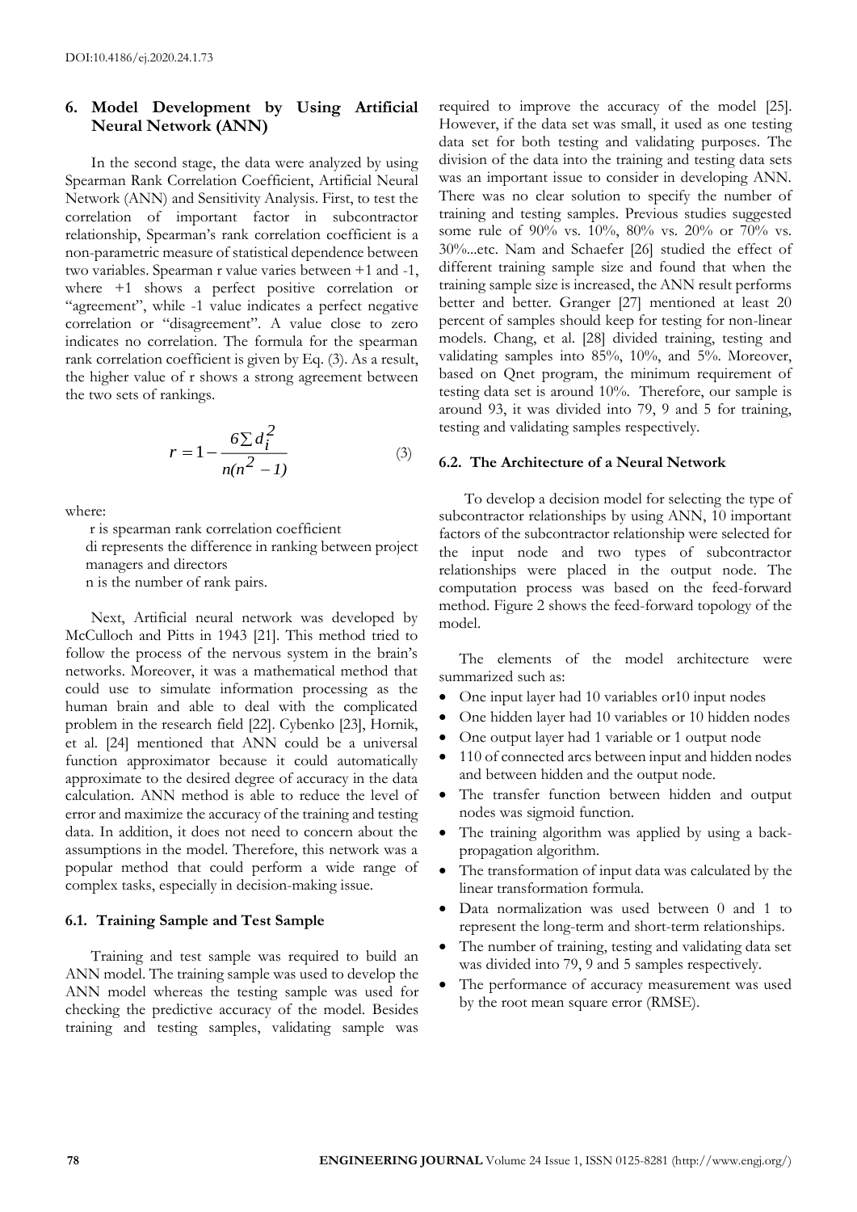## 6. Model Development by Using Artificial Neural Network (ANN)

In the second stage, the data were analyzed by using Spearman Rank Correlation Coefficient, Artificial Neural Network (ANN) and Sensitivity Analysis. First, to test the correlation of important factor in subcontractor relationship, Spearman's rank correlation coefficient is a non-parametric measure of statistical dependence between two variables. Spearman r value varies between +1 and -1, where +1 shows a perfect positive correlation or "agreement", while -1 value indicates a perfect negative correlation or "disagreement". A value close to zero indicates no correlation. The formula for the spearman rank correlation coefficient is given by Eq. (3). As a result, the higher value of r shows a strong agreement between the two sets of rankings.

$$r = 1 - \frac{6 \sum d_i^2}{n(n^2 - 1)} \tag{3}$$

where:

r is spearman rank correlation coefficient

di represents the difference in ranking between project managers and directors

n is the number of rank pairs.

Next, Artificial neural network was developed by McCulloch and Pitts in 1943 [21]. This method tried to follow the process of the nervous system in the brain's networks. Moreover, it was a mathematical method that could use to simulate information processing as the human brain and able to deal with the complicated problem in the research field [22]. Cybenko [23], Hornik, et al. [24] mentioned that ANN could be a universal function approximator because it could automatically approximate to the desired degree of accuracy in the data calculation. ANN method is able to reduce the level of error and maximize the accuracy of the training and testing data. In addition, it does not need to concern about the assumptions in the model. Therefore, this network was a popular method that could perform a wide range of complex tasks, especially in decision-making issue.

### 6.1. Training Sample and Test Sample

Training and test sample was required to build an ANN model. The training sample was used to develop the ANN model whereas the testing sample was used for checking the predictive accuracy of the model. Besides training and testing samples, validating sample was required to improve the accuracy of the model [25]. However, if the data set was small, it used as one testing data set for both testing and validating purposes. The division of the data into the training and testing data sets was an important issue to consider in developing ANN. There was no clear solution to specify the number of training and testing samples. Previous studies suggested some rule of 90% vs. 10%, 80% vs. 20% or 70% vs. 30%...etc. Nam and Schaefer [26] studied the effect of different training sample size and found that when the training sample size is increased, the ANN result performs better and better. Granger [27] mentioned at least 20 percent of samples should keep for testing for non-linear models. Chang, et al. [28] divided training, testing and validating samples into 85%, 10%, and 5%. Moreover, based on Qnet program, the minimum requirement of testing data set is around 10%. Therefore, our sample is around 93, it was divided into 79, 9 and 5 for training, testing and validating samples respectively.

### 6.2. The Architecture of a Neural Network

To develop a decision model for selecting the type of subcontractor relationships by using ANN, 10 important factors of the subcontractor relationship were selected for the input node and two types of subcontractor relationships were placed in the output node. The computation process was based on the feed-forward method. Figure 2 shows the feed-forward topology of the model.

The elements of the model architecture were summarized such as:

- One input layer had 10 variables or10 input nodes
- One hidden layer had 10 variables or 10 hidden nodes
- One output layer had 1 variable or 1 output node
- 110 of connected arcs between input and hidden nodes and between hidden and the output node.
- The transfer function between hidden and output nodes was sigmoid function.
- The training algorithm was applied by using a back-propagation algorithm.
- The transformation of input data was calculated by the linear transformation formula.
- Data normalization was used between 0 and 1 to represent the long-term and short-term relationships.
- The number of training, testing and validating data set was divided into 79, 9 and 5 samples respectively.
- The performance of accuracy measurement was used by the root mean square error (RMSE).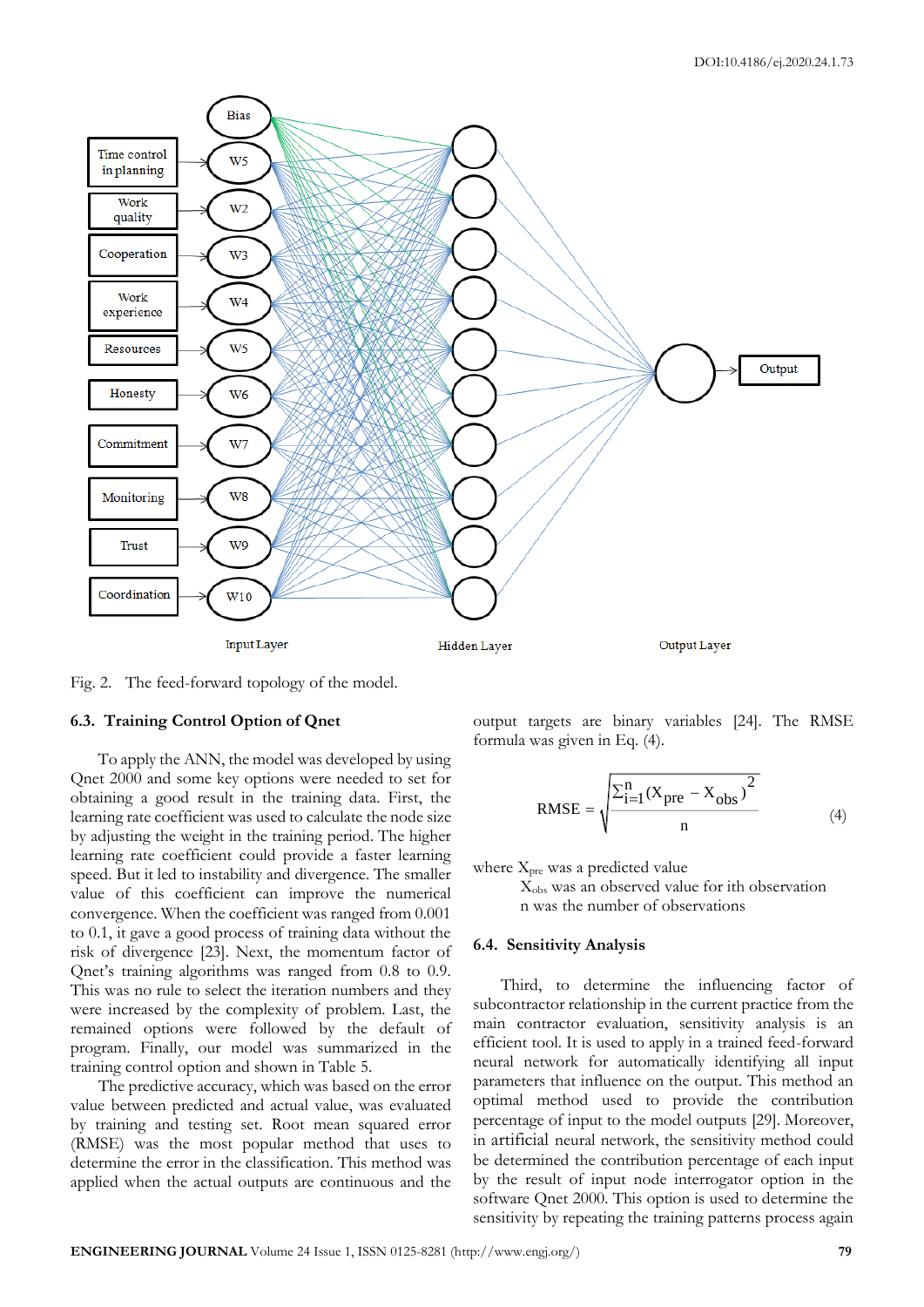Fig. 2. The feed-forward topology of the model.

### 6.3. Training Control Option of Qnet

To apply the ANN, the model was developed by using Qnet 2000 and some key options were needed to set for obtaining a good result in the training data. First, the learning rate coefficient was used to calculate the node size by adjusting the weight in the training period. The higher learning rate coefficient could provide a faster learning speed. But it led to instability and divergence. The smaller value of this coefficient can improve the numerical convergence. When the coefficient was ranged from 0.001 to 0.1, it gave a good process of training data without the risk of divergence [23]. Next, the momentum factor of Qnet's training algorithms was ranged from 0.8 to 0.9. This was no rule to select the iteration numbers and they were increased by the complexity of problem. Last, the remained options were followed by the default of program. Finally, our model was summarized in the training control option and shown in Table 5.

The predictive accuracy, which was based on the error value between predicted and actual value, was evaluated by training and testing set. Root mean squared error (RMSE) was the most popular method that uses to determine the error in the classification. This method was applied when the actual outputs are continuous and the output targets are binary variables [24]. The RMSE formula was given in Eq. (4).

$$\text{RMSE} = \sqrt{\frac{\sum_{i=1}^{n}(X_{pre} - X_{obs})^2}{n}} \tag{4}$$

where $X_{pre}$ was a predicted value
$X_{obs}$ was an observed value for ith observation
n was the number of observations

### 6.4. Sensitivity Analysis

Third, to determine the influencing factor of subcontractor relationship in the current practice from the main contractor evaluation, sensitivity analysis is an efficient tool. It is used to apply in a trained feed-forward neural network for automatically identifying all input parameters that influence on the output. This method an optimal method used to provide the contribution percentage of input to the model outputs [29]. Moreover, in artificial neural network, the sensitivity method could be determined the contribution percentage of each input by the result of input node interrogator option in the software Qnet 2000. This option is used to determine the sensitivity by repeating the training patterns process again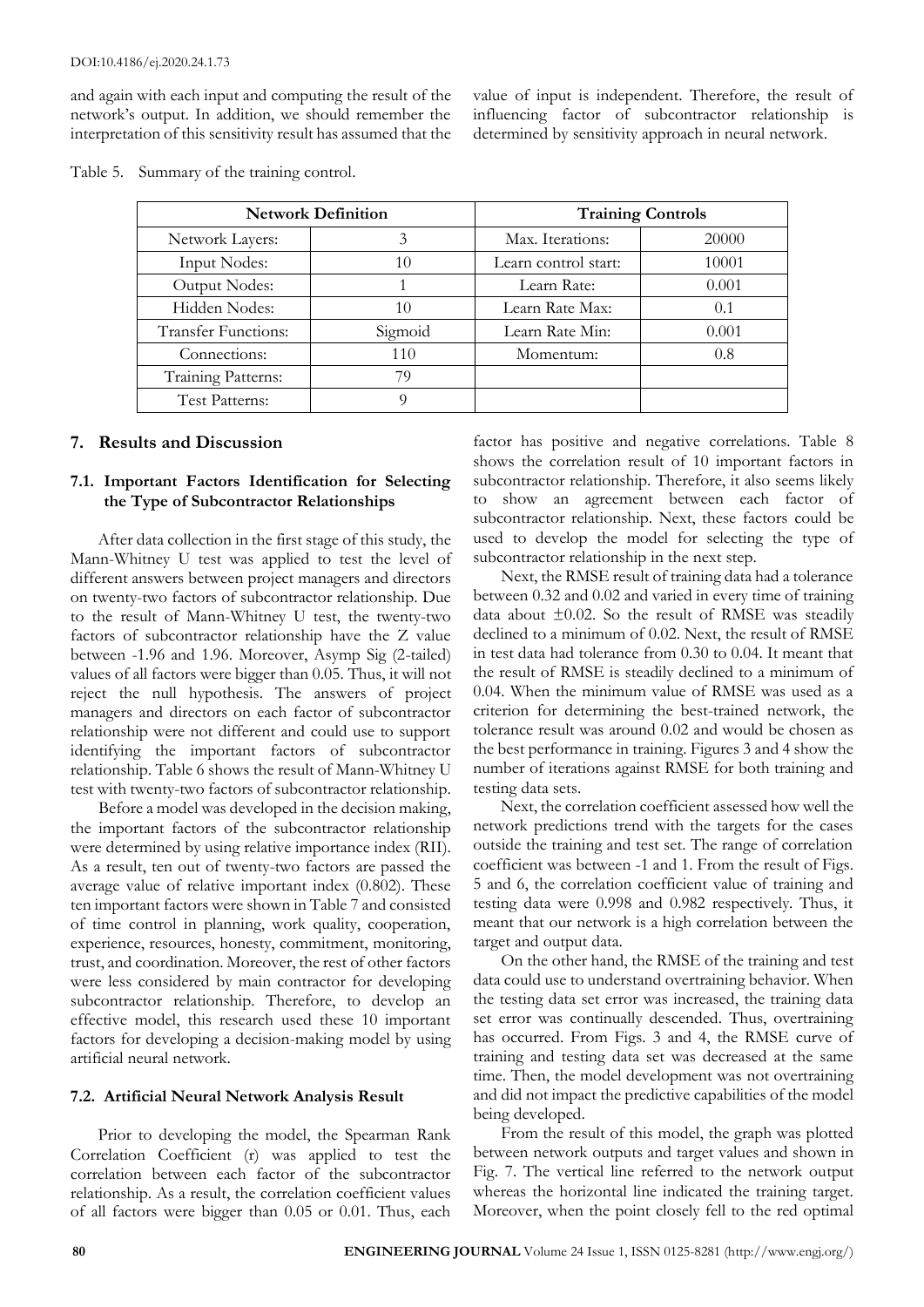and again with each input and computing the result of the network's output. In addition, we should remember the interpretation of this sensitivity result has assumed that the value of input is independent. Therefore, the result of influencing factor of subcontractor relationship is determined by sensitivity approach in neural network.

Table 5. Summary of the training control.

| Network Definition | | Training Controls | |
|---|---|---|---|
| Network Layers: | 3 | Max. Iterations: | 20000 |
| Input Nodes: | 10 | Learn control start: | 10001 |
| Output Nodes: | 1 | Learn Rate: | 0.001 |
| Hidden Nodes: | 10 | Learn Rate Max: | 0.1 |
| Transfer Functions: | Sigmoid | Learn Rate Min: | 0.001 |
| Connections: | 110 | Momentum: | 0.8 |
| Training Patterns: | 79 | | |
| Test Patterns: | 9 | | |

## 7. Results and Discussion

### 7.1. Important Factors Identification for Selecting the Type of Subcontractor Relationships

After data collection in the first stage of this study, the Mann-Whitney U test was applied to test the level of different answers between project managers and directors on twenty-two factors of subcontractor relationship. Due to the result of Mann-Whitney U test, the twenty-two factors of subcontractor relationship have the Z value between -1.96 and 1.96. Moreover, Asymp Sig (2-tailed) values of all factors were bigger than 0.05. Thus, it will not reject the null hypothesis. The answers of project managers and directors on each factor of subcontractor relationship were not different and could use to support identifying the important factors of subcontractor relationship. Table 6 shows the result of Mann-Whitney U test with twenty-two factors of subcontractor relationship.

Before a model was developed in the decision making, the important factors of the subcontractor relationship were determined by using relative importance index (RII). As a result, ten out of twenty-two factors are passed the average value of relative important index (0.802). These ten important factors were shown in Table 7 and consisted of time control in planning, work quality, cooperation, experience, resources, honesty, commitment, monitoring, trust, and coordination. Moreover, the rest of other factors were less considered by main contractor for developing subcontractor relationship. Therefore, to develop an effective model, this research used these 10 important factors for developing a decision-making model by using artificial neural network.

### 7.2. Artificial Neural Network Analysis Result

Prior to developing the model, the Spearman Rank Correlation Coefficient (r) was applied to test the correlation between each factor of the subcontractor relationship. As a result, the correlation coefficient values of all factors were bigger than 0.05 or 0.01. Thus, each factor has positive and negative correlations. Table 8 shows the correlation result of 10 important factors in subcontractor relationship. Therefore, it also seems likely to show an agreement between each factor of subcontractor relationship. Next, these factors could be used to develop the model for selecting the type of subcontractor relationship in the next step.

Next, the RMSE result of training data had a tolerance between 0.32 and 0.02 and varied in every time of training data about $\pm 0.02$. So the result of RMSE was steadily declined to a minimum of 0.02. Next, the result of RMSE in test data had tolerance from 0.30 to 0.04. It meant that the result of RMSE is steadily declined to a minimum of 0.04. When the minimum value of RMSE was used as a criterion for determining the best-trained network, the tolerance result was around 0.02 and would be chosen as the best performance in training. Figures 3 and 4 show the number of iterations against RMSE for both training and testing data sets.

Next, the correlation coefficient assessed how well the network predictions trend with the targets for the cases outside the training and test set. The range of correlation coefficient was between -1 and 1. From the result of Figs. 5 and 6, the correlation coefficient value of training and testing data were 0.998 and 0.982 respectively. Thus, it meant that our network is a high correlation between the target and output data.

On the other hand, the RMSE of the training and test data could use to understand overtraining behavior. When the testing data set error was increased, the training data set error was continually descended. Thus, overtraining has occurred. From Figs. 3 and 4, the RMSE curve of training and testing data set was decreased at the same time. Then, the model development was not overtraining and did not impact the predictive capabilities of the model being developed.

From the result of this model, the graph was plotted between network outputs and target values and shown in Fig. 7. The vertical line referred to the network output whereas the horizontal line indicated the training target. Moreover, when the point closely fell to the red optimal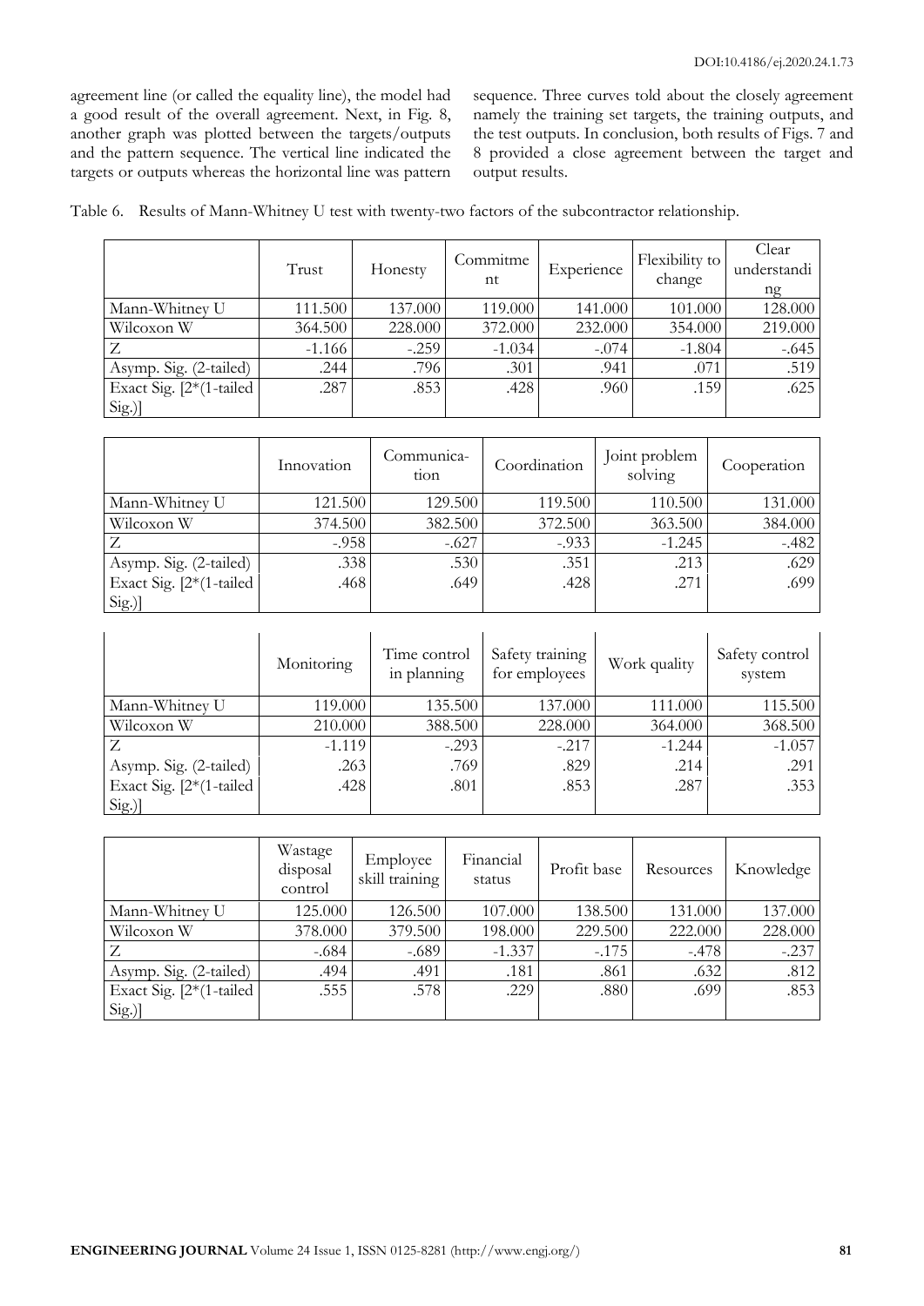agreement line (or called the equality line), the model had a good result of the overall agreement. Next, in Fig. 8, another graph was plotted between the targets/outputs and the pattern sequence. The vertical line indicated the targets or outputs whereas the horizontal line was pattern sequence. Three curves told about the closely agreement namely the training set targets, the training outputs, and the test outputs. In conclusion, both results of Figs. 7 and 8 provided a close agreement between the target and output results.

Table 6. Results of Mann-Whitney U test with twenty-two factors of the subcontractor relationship.

| | Trust | Honesty | Commitment | Experience | Flexibility to change | Clear understanding |
|---|---|---|---|---|---|---|
| Mann-Whitney U | 111.500 | 137.000 | 119.000 | 141.000 | 101.000 | 128.000 |
| Wilcoxon W | 364.500 | 228.000 | 372.000 | 232.000 | 354.000 | 219.000 |
| Z | -1.166 | -.259 | -1.034 | -.074 | -1.804 | -.645 |
| Asymp. Sig. (2-tailed) | .244 | .796 | .301 | .941 | .071 | .519 |
| Exact Sig. [2*(1-tailed Sig.)] | .287 | .853 | .428 | .960 | .159 | .625 |

| | Innovation | Communication | Coordination | Joint problem solving | Cooperation |
|---|---|---|---|---|---|
| Mann-Whitney U | 121.500 | 129.500 | 119.500 | 110.500 | 131.000 |
| Wilcoxon W | 374.500 | 382.500 | 372.500 | 363.500 | 384.000 |
| Z | -.958 | -.627 | -.933 | -1.245 | -.482 |
| Asymp. Sig. (2-tailed) | .338 | .530 | .351 | .213 | .629 |
| Exact Sig. [2*(1-tailed Sig.)] | .468 | .649 | .428 | .271 | .699 |

| | Monitoring | Time control in planning | Safety training for employees | Work quality | Safety control system |
|---|---|---|---|---|---|
| Mann-Whitney U | 119.000 | 135.500 | 137.000 | 111.000 | 115.500 |
| Wilcoxon W | 210.000 | 388.500 | 228.000 | 364.000 | 368.500 |
| Z | -1.119 | -.293 | -.217 | -1.244 | -1.057 |
| Asymp. Sig. (2-tailed) | .263 | .769 | .829 | .214 | .291 |
| Exact Sig. [2*(1-tailed Sig.)] | .428 | .801 | .853 | .287 | .353 |

| | Wastage disposal control | Employee skill training | Financial status | Profit base | Resources | Knowledge |
|---|---|---|---|---|---|---|
| Mann-Whitney U | 125.000 | 126.500 | 107.000 | 138.500 | 131.000 | 137.000 |
| Wilcoxon W | 378.000 | 379.500 | 198.000 | 229.500 | 222.000 | 228.000 |
| Z | -.684 | -.689 | -1.337 | -.175 | -.478 | -.237 |
| Asymp. Sig. (2-tailed) | .494 | .491 | .181 | .861 | .632 | .812 |
| Exact Sig. [2*(1-tailed Sig.)] | .555 | .578 | .229 | .880 | .699 | .853 |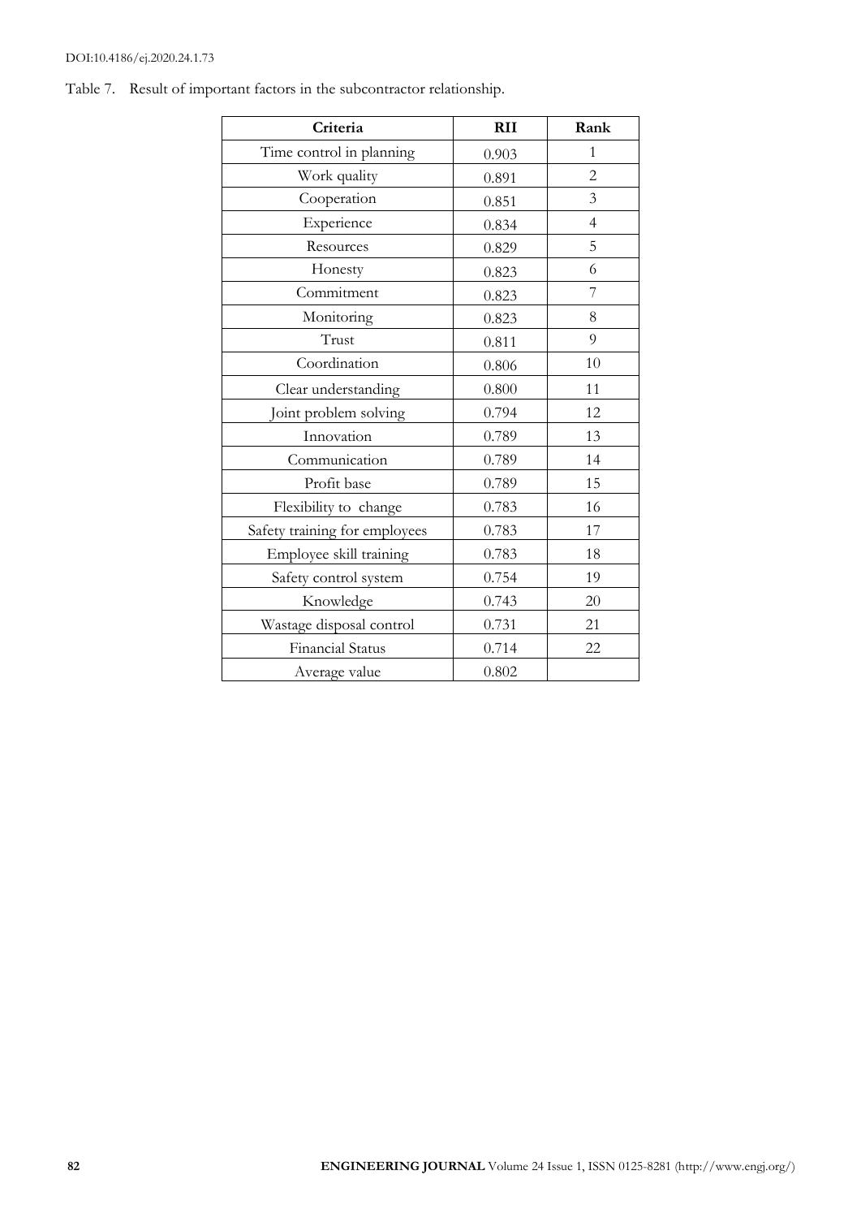Table 7. Result of important factors in the subcontractor relationship.

| Criteria | RII | Rank |
|---|---|---|
| Time control in planning | 0.903 | 1 |
| Work quality | 0.891 | 2 |
| Cooperation | 0.851 | 3 |
| Experience | 0.834 | 4 |
| Resources | 0.829 | 5 |
| Honesty | 0.823 | 6 |
| Commitment | 0.823 | 7 |
| Monitoring | 0.823 | 8 |
| Trust | 0.811 | 9 |
| Coordination | 0.806 | 10 |
| Clear understanding | 0.800 | 11 |
| Joint problem solving | 0.794 | 12 |
| Innovation | 0.789 | 13 |
| Communication | 0.789 | 14 |
| Profit base | 0.789 | 15 |
| Flexibility to change | 0.783 | 16 |
| Safety training for employees | 0.783 | 17 |
| Employee skill training | 0.783 | 18 |
| Safety control system | 0.754 | 19 |
| Knowledge | 0.743 | 20 |
| Wastage disposal control | 0.731 | 21 |
| Financial Status | 0.714 | 22 |
| Average value | 0.802 | |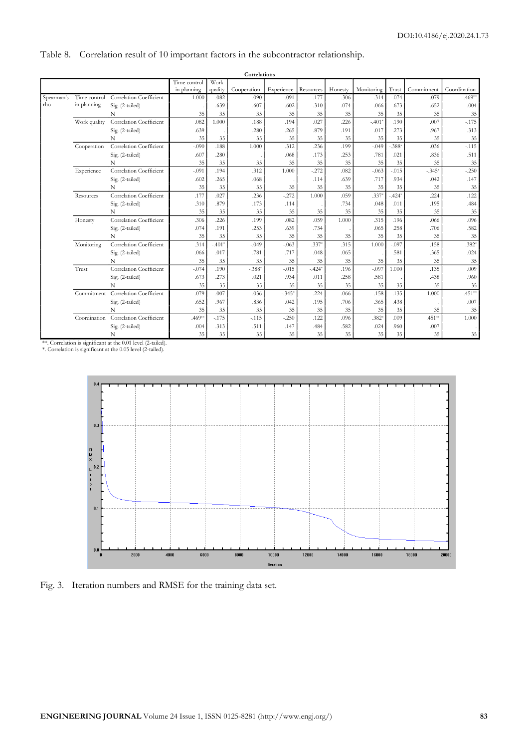Table 8. Correlation result of 10 important factors in the subcontractor relationship.

**Correlations**

| | | | Time control in planning | Work quality | Cooperation | Experience | Resources | Honesty | Monitoring | Trust | Commitment | Coordination |
|---|---|---|---|---|---|---|---|---|---|---|---|---|
| Spearman's rho | Time control in planning | Correlation Coefficient | 1.000 | .082 | -.090 | -.091 | .177 | .306 | .314 | -.074 | .079 | .469** |
| | | Sig. (2-tailed) | . | .639 | .607 | .602 | .310 | .074 | .066 | .673 | .652 | .004 |
| | | N | 35 | 35 | 35 | 35 | 35 | 35 | 35 | 35 | 35 | 35 |
| | Work quality | Correlation Coefficient | .082 | 1.000 | .188 | .194 | .027 | .226 | -.401* | .190 | .007 | -.175 |
| | | Sig. (2-tailed) | .639 | . | .280 | .265 | .879 | .191 | .017 | .273 | .967 | .313 |
| | | N | 35 | 35 | 35 | 35 | 35 | 35 | 35 | 35 | 35 | 35 |
| | Cooperation | Correlation Coefficient | -.090 | .188 | 1.000 | .312 | .236 | .199 | -.049 | -.388* | .036 | -.115 |
| | | Sig. (2-tailed) | .607 | .280 | . | .068 | .173 | .253 | .781 | .021 | .836 | .511 |
| | | N | 35 | 35 | 35 | 35 | 35 | 35 | 35 | 35 | 35 | 35 |
| | Experience | Correlation Coefficient | -.091 | .194 | .312 | 1.000 | -.272 | .082 | -.063 | -.015 | -.345* | -.250 |
| | | Sig. (2-tailed) | .602 | .265 | .068 | . | .114 | .639 | .717 | .934 | .042 | .147 |
| | | N | 35 | 35 | 35 | 35 | 35 | 35 | 35 | 35 | 35 | 35 |
| | Resources | Correlation Coefficient | .177 | .027 | .236 | -.272 | 1.000 | .059 | .337* | -.424* | .224 | .122 |
| | | Sig. (2-tailed) | .310 | .879 | .173 | .114 | . | .734 | .048 | .011 | .195 | .484 |
| | | N | 35 | 35 | 35 | 35 | 35 | 35 | 35 | 35 | 35 | 35 |
| | Honesty | Correlation Coefficient | .306 | .226 | .199 | .082 | .059 | 1.000 | .315 | .196 | .066 | .096 |
| | | Sig. (2-tailed) | .074 | .191 | .253 | .639 | .734 | . | .065 | .258 | .706 | .582 |
| | | N | 35 | 35 | 35 | 35 | 35 | 35 | 35 | 35 | 35 | 35 |
| | Monitoring | Correlation Coefficient | .314 | -.401* | -.049 | -.063 | .337* | .315 | 1.000 | -.097 | .158 | .382* |
| | | Sig. (2-tailed) | .066 | .017 | .781 | .717 | .048 | .065 | . | .581 | .365 | .024 |
| | | N | 35 | 35 | 35 | 35 | 35 | 35 | 35 | 35 | 35 | 35 |
| | Trust | Correlation Coefficient | -.074 | .190 | -.388* | -.015 | -.424* | .196 | -.097 | 1.000 | .135 | .009 |
| | | Sig. (2-tailed) | .673 | .273 | .021 | .934 | .011 | .258 | .581 | . | .438 | .960 |
| | | N | 35 | 35 | 35 | 35 | 35 | 35 | 35 | 35 | 35 | 35 |
| | Commitment | Correlation Coefficient | .079 | .007 | .036 | -.345* | .224 | .066 | .158 | .135 | 1.000 | .451** |
| | | Sig. (2-tailed) | .652 | .967 | .836 | .042 | .195 | .706 | .365 | .438 | . | .007 |
| | | N | 35 | 35 | 35 | 35 | 35 | 35 | 35 | 35 | 35 | 35 |
| | Coordination | Correlation Coefficient | .469** | -.175 | -.115 | -.250 | .122 | .096 | .382* | .009 | .451** | 1.000 |
| | | Sig. (2-tailed) | .004 | .313 | .511 | .147 | .484 | .582 | .024 | .960 | .007 | . |
| | | N | 35 | 35 | 35 | 35 | 35 | 35 | 35 | 35 | 35 | 35 |

**. Correlation is significant at the 0.01 level (2-tailed).
*. Correlation is significant at the 0.05 level (2-tailed).

Fig. 3. Iteration numbers and RMSE for the training data set.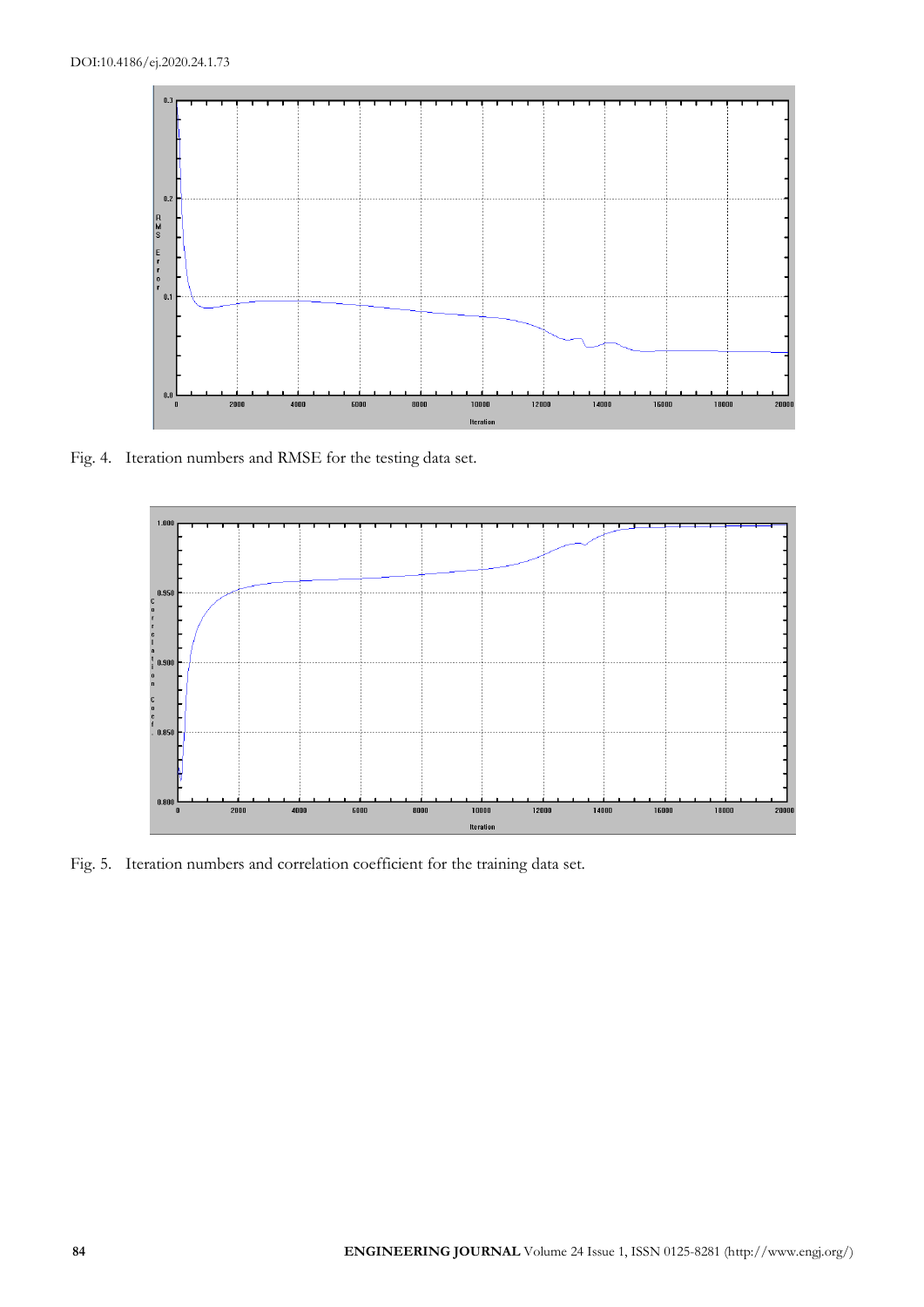Fig. 4. Iteration numbers and RMSE for the testing data set.

Fig. 5. Iteration numbers and correlation coefficient for the training data set.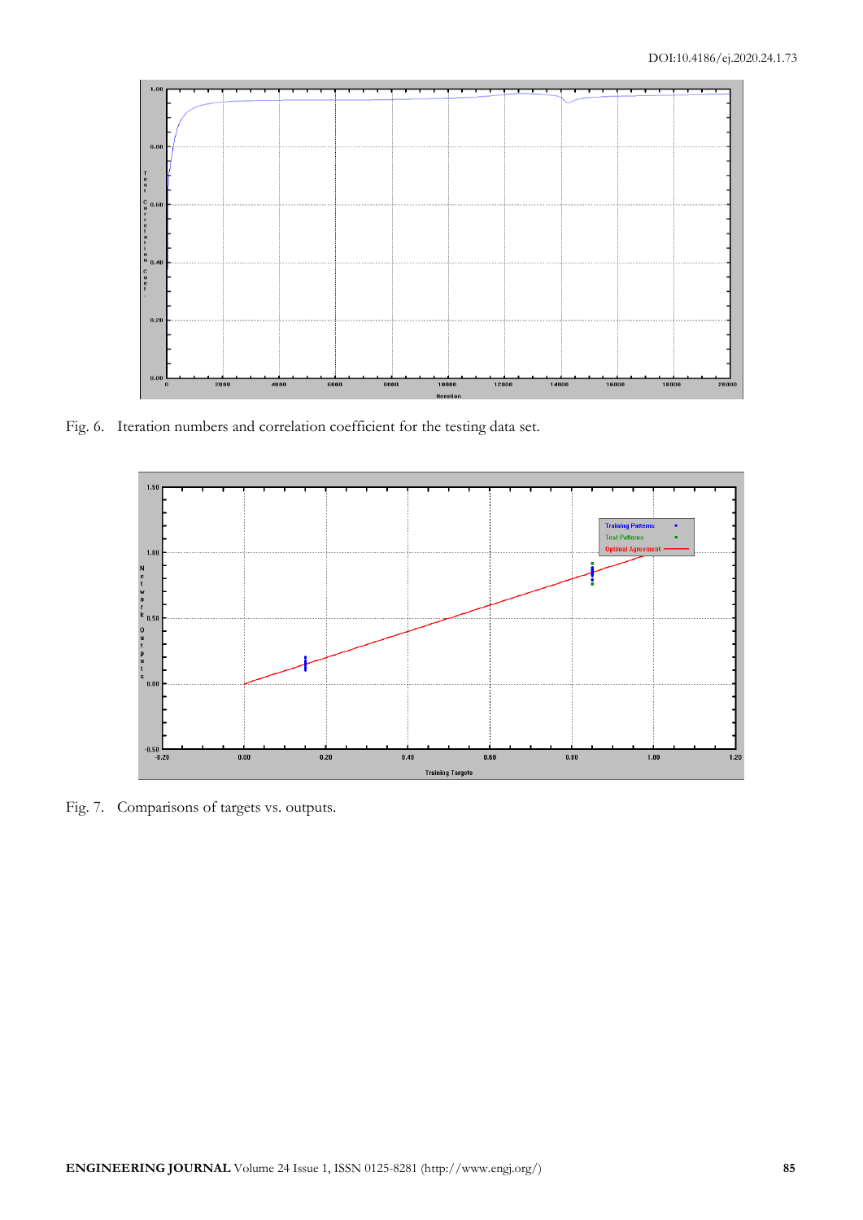Fig. 6. Iteration numbers and correlation coefficient for the testing data set.

Fig. 7. Comparisons of targets vs. outputs.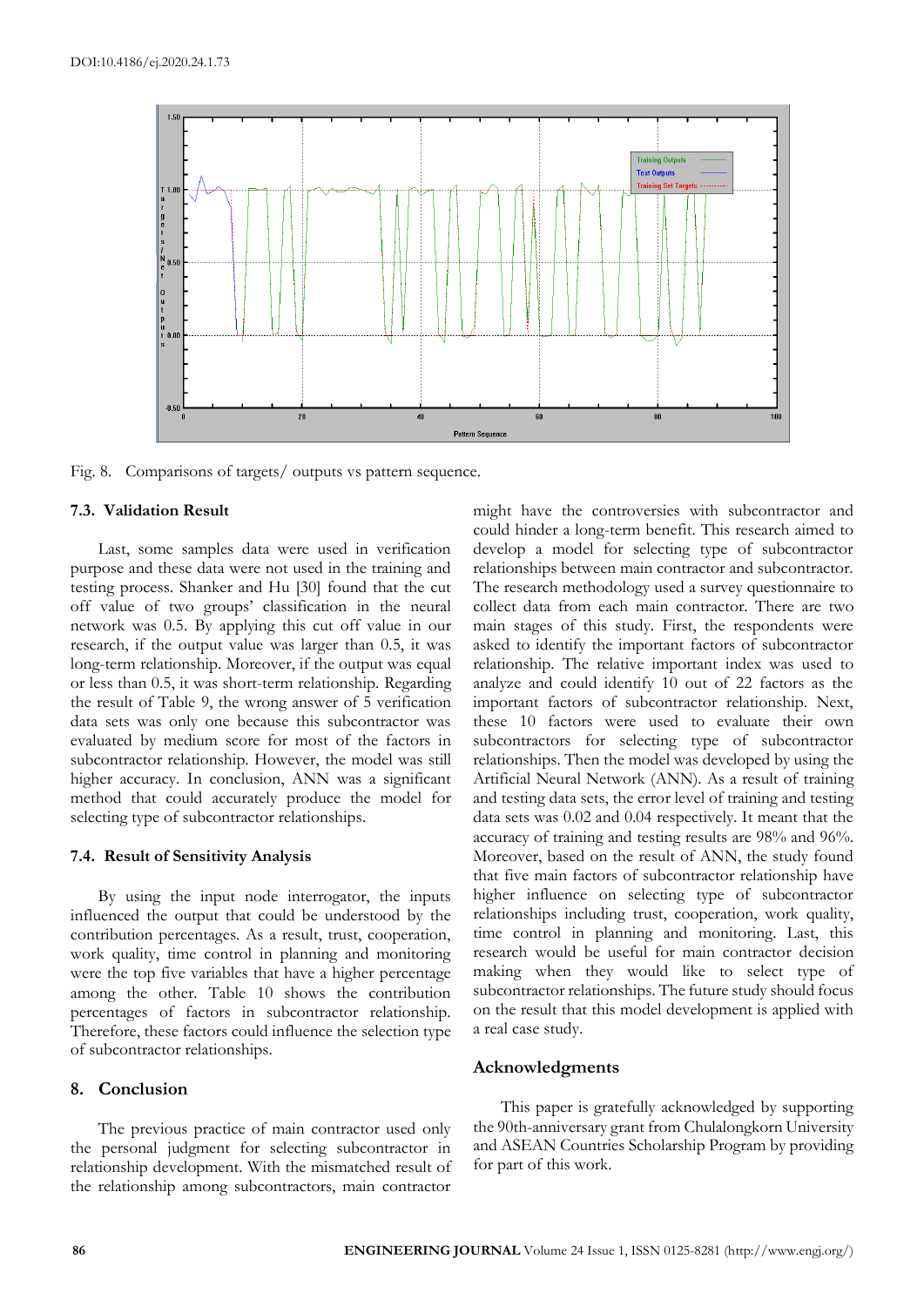Fig. 8. Comparisons of targets/ outputs vs pattern sequence.

### 7.3. Validation Result

Last, some samples data were used in verification purpose and these data were not used in the training and testing process. Shanker and Hu [30] found that the cut off value of two groups' classification in the neural network was 0.5. By applying this cut off value in our research, if the output value was larger than 0.5, it was long-term relationship. Moreover, if the output was equal or less than 0.5, it was short-term relationship. Regarding the result of Table 9, the wrong answer of 5 verification data sets was only one because this subcontractor was evaluated by medium score for most of the factors in subcontractor relationship. However, the model was still higher accuracy. In conclusion, ANN was a significant method that could accurately produce the model for selecting type of subcontractor relationships.

### 7.4. Result of Sensitivity Analysis

By using the input node interrogator, the inputs influenced the output that could be understood by the contribution percentages. As a result, trust, cooperation, work quality, time control in planning and monitoring were the top five variables that have a higher percentage among the other. Table 10 shows the contribution percentages of factors in subcontractor relationship. Therefore, these factors could influence the selection type of subcontractor relationships.

## 8. Conclusion

The previous practice of main contractor used only the personal judgment for selecting subcontractor in relationship development. With the mismatched result of the relationship among subcontractors, main contractor might have the controversies with subcontractor and could hinder a long-term benefit. This research aimed to develop a model for selecting type of subcontractor relationships between main contractor and subcontractor. The research methodology used a survey questionnaire to collect data from each main contractor. There are two main stages of this study. First, the respondents were asked to identify the important factors of subcontractor relationship. The relative important index was used to analyze and could identify 10 out of 22 factors as the important factors of subcontractor relationship. Next, these 10 factors were used to evaluate their own subcontractors for selecting type of subcontractor relationships. Then the model was developed by using the Artificial Neural Network (ANN). As a result of training and testing data sets, the error level of training and testing data sets was 0.02 and 0.04 respectively. It meant that the accuracy of training and testing results are 98% and 96%. Moreover, based on the result of ANN, the study found that five main factors of subcontractor relationship have higher influence on selecting type of subcontractor relationships including trust, cooperation, work quality, time control in planning and monitoring. Last, this research would be useful for main contractor decision making when they would like to select type of subcontractor relationships. The future study should focus on the result that this model development is applied with a real case study.

## Acknowledgments

This paper is gratefully acknowledged by supporting the 90th-anniversary grant from Chulalongkorn University and ASEAN Countries Scholarship Program by providing for part of this work.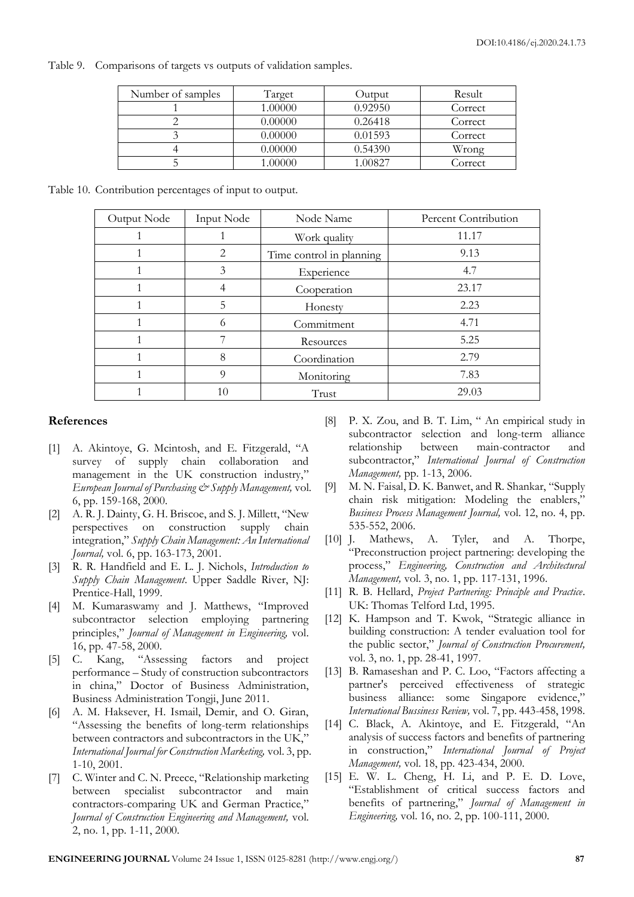Table 9. Comparisons of targets vs outputs of validation samples.

| Number of samples | Target | Output | Result |
|---|---|---|---|
| 1 | 1.00000 | 0.92950 | Correct |
| 2 | 0.00000 | 0.26418 | Correct |
| 3 | 0.00000 | 0.01593 | Correct |
| 4 | 0.00000 | 0.54390 | Wrong |
| 5 | 1.00000 | 1.00827 | Correct |

Table 10. Contribution percentages of input to output.

| Output Node | Input Node | Node Name | Percent Contribution |
|---|---|---|---|
| 1 | 1 | Work quality | 11.17 |
| 1 | 2 | Time control in planning | 9.13 |
| 1 | 3 | Experience | 4.7 |
| 1 | 4 | Cooperation | 23.17 |
| 1 | 5 | Honesty | 2.23 |
| 1 | 6 | Commitment | 4.71 |
| 1 | 7 | Resources | 5.25 |
| 1 | 8 | Coordination | 2.79 |
| 1 | 9 | Monitoring | 7.83 |
| 1 | 10 | Trust | 29.03 |

## References

[1] A. Akintoye, G. Mcintosh, and E. Fitzgerald, "A survey of supply chain collaboration and management in the UK construction industry," *European Journal of Purchasing & Supply Management,* vol. 6, pp. 159-168, 2000.

[2] A. R. J. Dainty, G. H. Briscoe, and S. J. Millett, "New perspectives on construction supply chain integration," *Supply Chain Management: An International Journal,* vol. 6, pp. 163-173, 2001.

[3] R. R. Handfield and E. L. J. Nichols, *Introduction to Supply Chain Management*. Upper Saddle River, NJ: Prentice-Hall, 1999.

[4] M. Kumaraswamy and J. Matthews, "Improved subcontractor selection employing partnering principles," *Journal of Management in Engineering,* vol. 16, pp. 47-58, 2000.

[5] C. Kang, "Assessing factors and project performance – Study of construction subcontractors in china," Doctor of Business Administration, Business Administration Tongji, June 2011.

[6] A. M. Haksever, H. Ismail, Demir, and O. Giran, "Assessing the benefits of long-term relationships between contractors and subcontractors in the UK," *International Journal for Construction Marketing,* vol. 3, pp. 1-10, 2001.

[7] C. Winter and C. N. Preece, "Relationship marketing between specialist subcontractor and main contractors-comparing UK and German Practice," *Journal of Construction Engineering and Management,* vol. 2, no. 1, pp. 1-11, 2000.

[8] P. X. Zou, and B. T. Lim, " An empirical study in subcontractor selection and long-term alliance relationship between main-contractor and subcontractor," *International Journal of Construction Management,* pp. 1-13, 2006.

[9] M. N. Faisal, D. K. Banwet, and R. Shankar, "Supply chain risk mitigation: Modeling the enablers," *Business Process Management Journal,* vol. 12, no. 4, pp. 535-552, 2006.

[10] J. Mathews, A. Tyler, and A. Thorpe, "Preconstruction project partnering: developing the process," *Engineering, Construction and Architectural Management,* vol. 3, no. 1, pp. 117-131, 1996.

[11] R. B. Hellard, *Project Partnering: Principle and Practice*. UK: Thomas Telford Ltd, 1995.

[12] K. Hampson and T. Kwok, "Strategic alliance in building construction: A tender evaluation tool for the public sector," *Journal of Construction Procurement,* vol. 3, no. 1, pp. 28-41, 1997.

[13] B. Ramaseshan and P. C. Loo, "Factors affecting a partner's perceived effectiveness of strategic business alliance: some Singapore evidence," *International Bussiness Review,* vol. 7, pp. 443-458, 1998.

[14] C. Black, A. Akintoye, and E. Fitzgerald, "An analysis of success factors and benefits of partnering in construction," *International Journal of Project Management,* vol. 18, pp. 423-434, 2000.

[15] E. W. L. Cheng, H. Li, and P. E. D. Love, "Establishment of critical success factors and benefits of partnering," *Journal of Management in Engineering,* vol. 16, no. 2, pp. 100-111, 2000.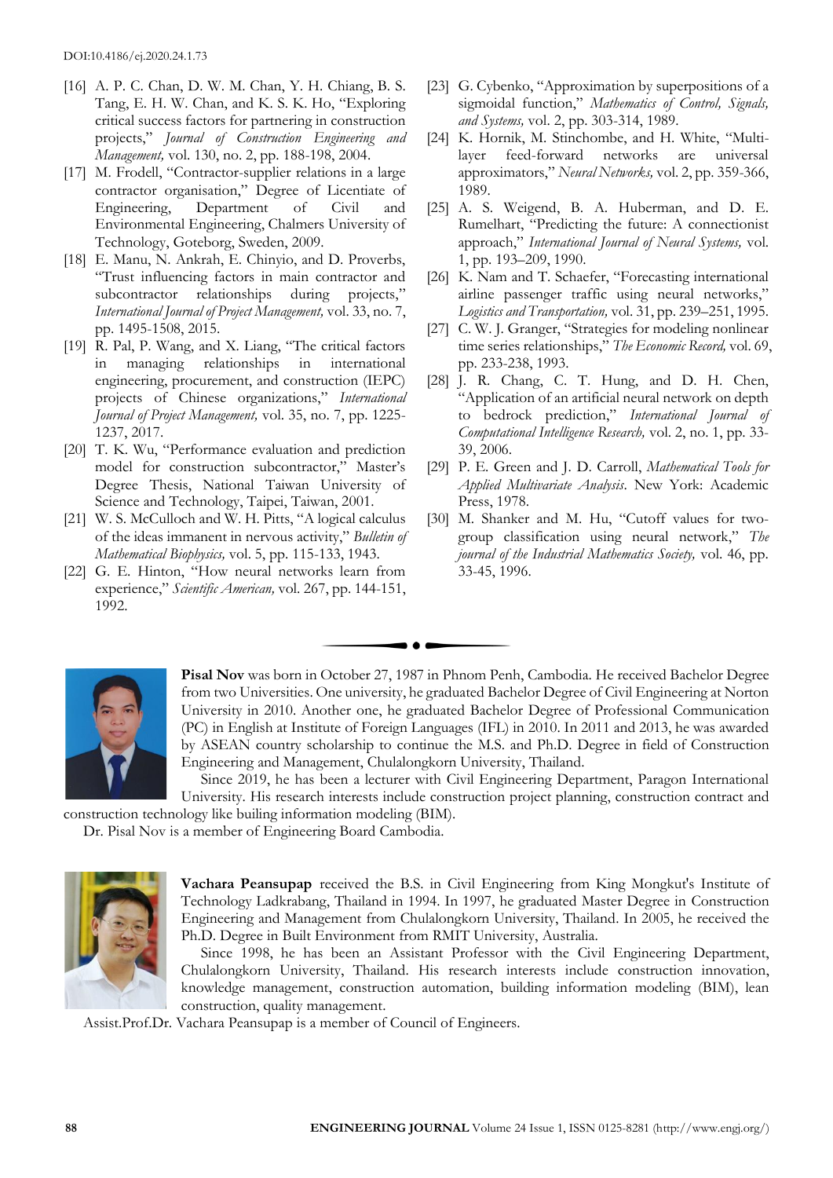[16] A. P. C. Chan, D. W. M. Chan, Y. H. Chiang, B. S. Tang, E. H. W. Chan, and K. S. K. Ho, "Exploring critical success factors for partnering in construction projects," *Journal of Construction Engineering and Management,* vol. 130, no. 2, pp. 188-198, 2004.

[17] M. Frodell, "Contractor-supplier relations in a large contractor organisation," Degree of Licentiate of Engineering, Department of Civil and Environmental Engineering, Chalmers University of Technology, Goteborg, Sweden, 2009.

[18] E. Manu, N. Ankrah, E. Chinyio, and D. Proverbs, "Trust influencing factors in main contractor and subcontractor relationships during projects," *International Journal of Project Management,* vol. 33, no. 7, pp. 1495-1508, 2015.

[19] R. Pal, P. Wang, and X. Liang, "The critical factors in managing relationships in international engineering, procurement, and construction (IEPC) projects of Chinese organizations," *International Journal of Project Management,* vol. 35, no. 7, pp. 1225-1237, 2017.

[20] T. K. Wu, "Performance evaluation and prediction model for construction subcontractor," Master's Degree Thesis, National Taiwan University of Science and Technology, Taipei, Taiwan, 2001.

[21] W. S. McCulloch and W. H. Pitts, "A logical calculus of the ideas immanent in nervous activity," *Bulletin of Mathematical Biophysics,* vol. 5, pp. 115-133, 1943.

[22] G. E. Hinton, "How neural networks learn from experience," *Scientific American,* vol. 267, pp. 144-151, 1992.

[23] G. Cybenko, "Approximation by superpositions of a sigmoidal function," *Mathematics of Control, Signals, and Systems,* vol. 2, pp. 303-314, 1989.

[24] K. Hornik, M. Stinchombe, and H. White, "Multi-layer feed-forward networks are universal approximators," *Neural Networks,* vol. 2, pp. 359-366, 1989.

[25] A. S. Weigend, B. A. Huberman, and D. E. Rumelhart, "Predicting the future: A connectionist approach," *International Journal of Neural Systems,* vol. 1, pp. 193–209, 1990.

[26] K. Nam and T. Schaefer, "Forecasting international airline passenger traffic using neural networks," *Logistics and Transportation,* vol. 31, pp. 239–251, 1995.

[27] C. W. J. Granger, "Strategies for modeling nonlinear time series relationships," *The Economic Record,* vol. 69, pp. 233-238, 1993.

[28] J. R. Chang, C. T. Hung, and D. H. Chen, "Application of an artificial neural network on depth to bedrock prediction," *International Journal of Computational Intelligence Research,* vol. 2, no. 1, pp. 33-39, 2006.

[29] P. E. Green and J. D. Carroll, *Mathematical Tools for Applied Multivariate Analysis*. New York: Academic Press, 1978.

[30] M. Shanker and M. Hu, "Cutoff values for two-group classification using neural network," *The journal of the Industrial Mathematics Society,* vol. 46, pp. 33-45, 1996.

---

**Pisal Nov** was born in October 27, 1987 in Phnom Penh, Cambodia. He received Bachelor Degree from two Universities. One university, he graduated Bachelor Degree of Civil Engineering at Norton University in 2010. Another one, he graduated Bachelor Degree of Professional Communication (PC) in English at Institute of Foreign Languages (IFL) in 2010. In 2011 and 2013, he was awarded by ASEAN country scholarship to continue the M.S. and Ph.D. Degree in field of Construction Engineering and Management, Chulalongkorn University, Thailand.

Since 2019, he has been a lecturer with Civil Engineering Department, Paragon International University. His research interests include construction project planning, construction contract and construction technology like builing information modeling (BIM).

Dr. Pisal Nov is a member of Engineering Board Cambodia.

**Vachara Peansupap** received the B.S. in Civil Engineering from King Mongkut's Institute of Technology Ladkrabang, Thailand in 1994. In 1997, he graduated Master Degree in Construction Engineering and Management from Chulalongkorn University, Thailand. In 2005, he received the Ph.D. Degree in Built Environment from RMIT University, Australia.

Since 1998, he has been an Assistant Professor with the Civil Engineering Department, Chulalongkorn University, Thailand. His research interests include construction innovation, knowledge management, construction automation, building information modeling (BIM), lean construction, quality management.

Assist.Prof.Dr. Vachara Peansupap is a member of Council of Engineers.